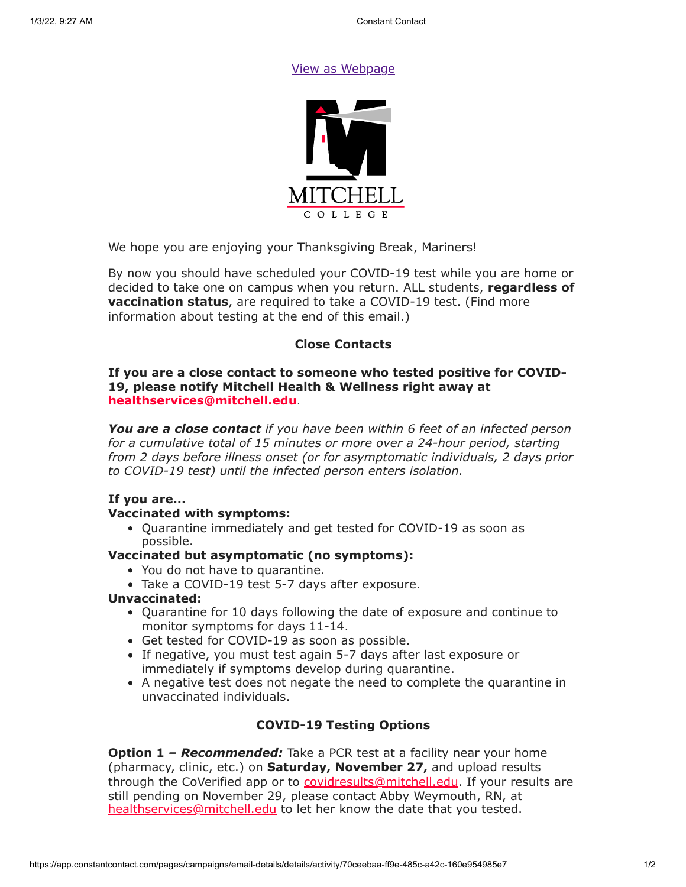[View as Webpage](#)

We hope you are enjoying your Thanksgiving Break, Mariners!

By now you should have scheduled your COVID-19 test while you are home or decided to take one on campus when you return. ALL students, **regardless of vaccination status**, are required to take a COVID-19 test. (Find more information about testing at the end of this email.)

## Close Contacts

**If you are a close contact to someone who tested positive for COVID-19, please notify Mitchell Health & Wellness right away at [healthservices@mitchell.edu](mailto:healthservices@mitchell.edu).**

***You are a close contact** if you have been within 6 feet of an infected person for a cumulative total of 15 minutes or more over a 24-hour period, starting from 2 days before illness onset (or for asymptomatic individuals, 2 days prior to COVID-19 test) until the infected person enters isolation.*

**If you are...**

**Vaccinated with symptoms:**

- Quarantine immediately and get tested for COVID-19 as soon as possible.

**Vaccinated but asymptomatic (no symptoms):**

- You do not have to quarantine.
- Take a COVID-19 test 5-7 days after exposure.

**Unvaccinated:**

- Quarantine for 10 days following the date of exposure and continue to monitor symptoms for days 11-14.
- Get tested for COVID-19 as soon as possible.
- If negative, you must test again 5-7 days after last exposure or immediately if symptoms develop during quarantine.
- A negative test does not negate the need to complete the quarantine in unvaccinated individuals.

## COVID-19 Testing Options

**Option 1 – *Recommended:*** Take a PCR test at a facility near your home (pharmacy, clinic, etc.) on **Saturday, November 27,** and upload results through the CoVerified app or to [covidresults@mitchell.edu](mailto:covidresults@mitchell.edu). If your results are still pending on November 29, please contact Abby Weymouth, RN, at [healthservices@mitchell.edu](mailto:healthservices@mitchell.edu) to let her know the date that you tested.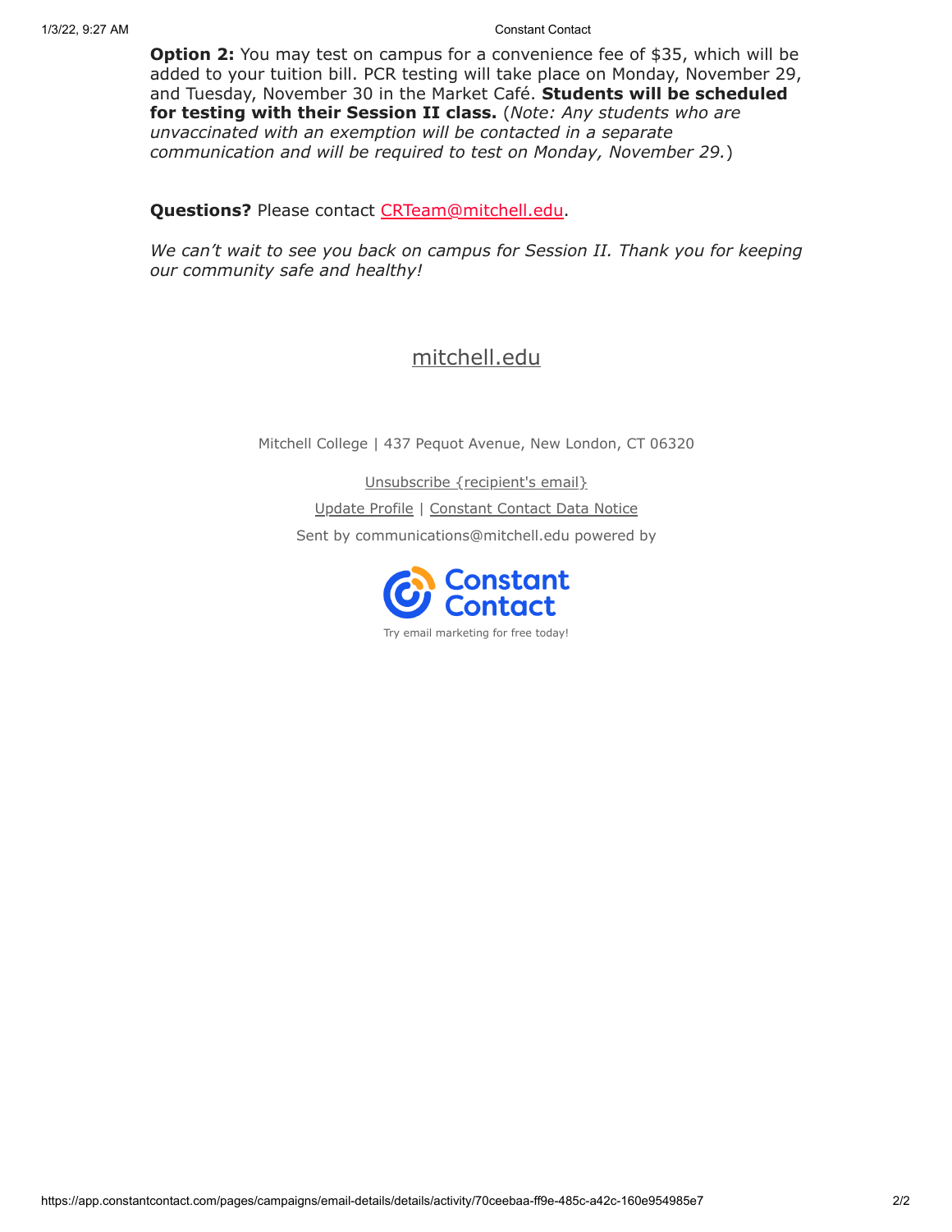**Option 2:** You may test on campus for a convenience fee of $35, which will be added to your tuition bill. PCR testing will take place on Monday, November 29, and Tuesday, November 30 in the Market Café. **Students will be scheduled for testing with their Session II class.** (*Note: Any students who are unvaccinated with an exemption will be contacted in a separate communication and will be required to test on Monday, November 29.*)

**Questions?** Please contact CRTeam@mitchell.edu.

*We can't wait to see you back on campus for Session II. Thank you for keeping our community safe and healthy!*

mitchell.edu

Mitchell College | 437 Pequot Avenue, New London, CT 06320

Unsubscribe {recipient's email}

Update Profile | Constant Contact Data Notice

Sent by communications@mitchell.edu powered by

Constant Contact

Try email marketing for free today!